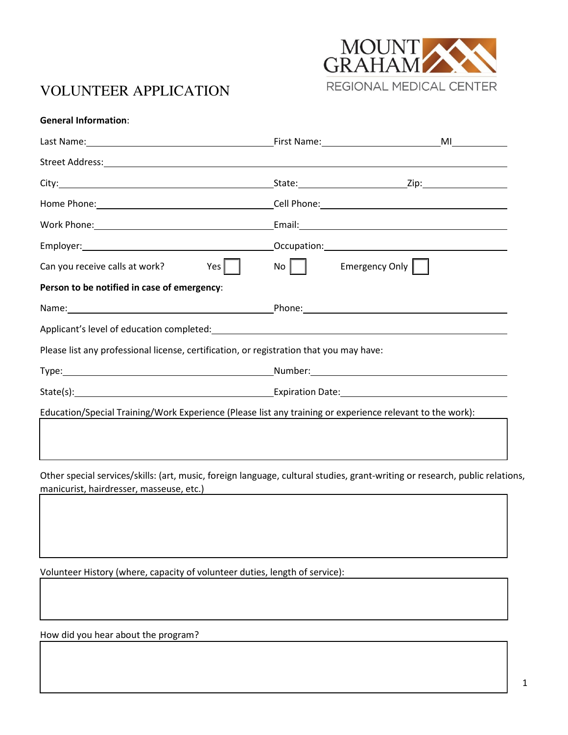MOUNT GRAHAM REGIONAL MEDICAL CENTER

# VOLUNTEER APPLICATION

**General Information**:

Last Name:\_\_\_\_\_\_\_\_\_\_\_\_\_\_\_\_\_\_\_\_ First Name:\_\_\_\_\_\_\_\_\_\_\_\_\_\_\_\_\_\_\_\_ MI\_\_\_\_\_\_\_\_

Street Address:\_\_\_\_\_\_\_\_\_\_\_\_\_\_\_\_\_\_\_\_\_\_\_\_\_\_\_\_\_\_\_\_\_\_\_\_\_\_\_\_

City:\_\_\_\_\_\_\_\_\_\_\_\_\_\_\_\_\_\_\_\_ State:\_\_\_\_\_\_\_\_\_\_\_\_ Zip:\_\_\_\_\_\_\_\_\_\_\_\_

Home Phone:\_\_\_\_\_\_\_\_\_\_\_\_\_\_\_\_\_\_\_\_ Cell Phone:\_\_\_\_\_\_\_\_\_\_\_\_\_\_\_\_\_\_\_\_

Work Phone:\_\_\_\_\_\_\_\_\_\_\_\_\_\_\_\_\_\_\_\_ Email:\_\_\_\_\_\_\_\_\_\_\_\_\_\_\_\_\_\_\_\_

Employer:\_\_\_\_\_\_\_\_\_\_\_\_\_\_\_\_\_\_\_\_ Occupation:\_\_\_\_\_\_\_\_\_\_\_\_\_\_\_\_\_\_\_\_

Can you receive calls at work? Yes ☐ No ☐ Emergency Only ☐

**Person to be notified in case of emergency**:

Name:\_\_\_\_\_\_\_\_\_\_\_\_\_\_\_\_\_\_\_\_ Phone:\_\_\_\_\_\_\_\_\_\_\_\_\_\_\_\_\_\_\_\_

Applicant's level of education completed:\_\_\_\_\_\_\_\_\_\_\_\_\_\_\_\_\_\_\_\_\_\_\_\_\_\_\_\_\_\_

Please list any professional license, certification, or registration that you may have:

Type:\_\_\_\_\_\_\_\_\_\_\_\_\_\_\_\_\_\_\_\_ Number:\_\_\_\_\_\_\_\_\_\_\_\_\_\_\_\_\_\_\_\_

State(s):\_\_\_\_\_\_\_\_\_\_\_\_\_\_\_\_\_\_\_\_ Expiration Date:\_\_\_\_\_\_\_\_\_\_\_\_\_\_\_\_\_\_\_\_

Education/Special Training/Work Experience (Please list any training or experience relevant to the work):

Other special services/skills: (art, music, foreign language, cultural studies, grant-writing or research, public relations, manicurist, hairdresser, masseuse, etc.)

Volunteer History (where, capacity of volunteer duties, length of service):

How did you hear about the program?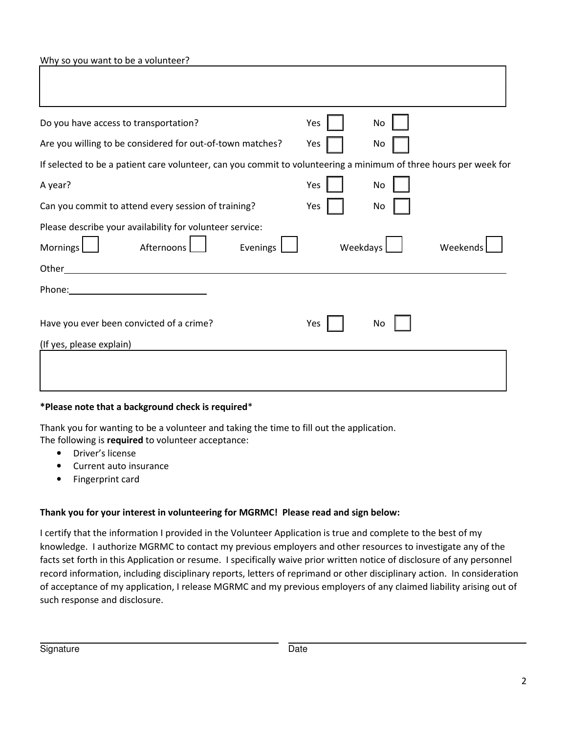Why so you want to be a volunteer?

Do you have access to transportation? Yes ☐ No ☐

Are you willing to be considered for out-of-town matches? Yes ☐ No ☐

If selected to be a patient care volunteer, can you commit to volunteering a minimum of three hours per week for

A year? Yes ☐ No ☐

Can you commit to attend every session of training? Yes ☐ No ☐

Please describe your availability for volunteer service:

Mornings ☐ Afternoons ☐ Evenings ☐ Weekdays ☐ Weekends ☐

Other\_\_\_\_\_\_\_\_\_\_\_\_\_\_\_\_\_\_\_\_\_\_\_\_\_\_\_\_\_\_\_\_\_\_\_\_\_\_\_\_\_\_\_\_\_\_\_\_\_\_\_\_\_\_\_\_

Phone:\_\_\_\_\_\_\_\_\_\_\_\_\_\_\_\_\_\_\_\_\_\_\_\_\_\_\_\_

Have you ever been convicted of a crime? Yes ☐ No ☐

(If yes, please explain)

**\*Please note that a background check is required**\*

Thank you for wanting to be a volunteer and taking the time to fill out the application.
The following is **required** to volunteer acceptance:

- Driver's license
- Current auto insurance
- Fingerprint card

**Thank you for your interest in volunteering for MGRMC! Please read and sign below:**

I certify that the information I provided in the Volunteer Application is true and complete to the best of my knowledge. I authorize MGRMC to contact my previous employers and other resources to investigate any of the facts set forth in this Application or resume. I specifically waive prior written notice of disclosure of any personnel record information, including disciplinary reports, letters of reprimand or other disciplinary action. In consideration of acceptance of my application, I release MGRMC and my previous employers of any claimed liability arising out of such response and disclosure.

\_\_\_\_\_\_\_\_\_\_\_\_\_\_\_\_\_\_\_\_\_\_\_\_\_\_\_\_\_\_\_\_\_\_\_\_\_\_\_\_ \_\_\_\_\_\_\_\_\_\_\_\_\_\_\_\_\_\_\_\_\_\_\_\_\_\_\_\_\_\_\_\_\_\_\_\_\_\_\_\_

Signature Date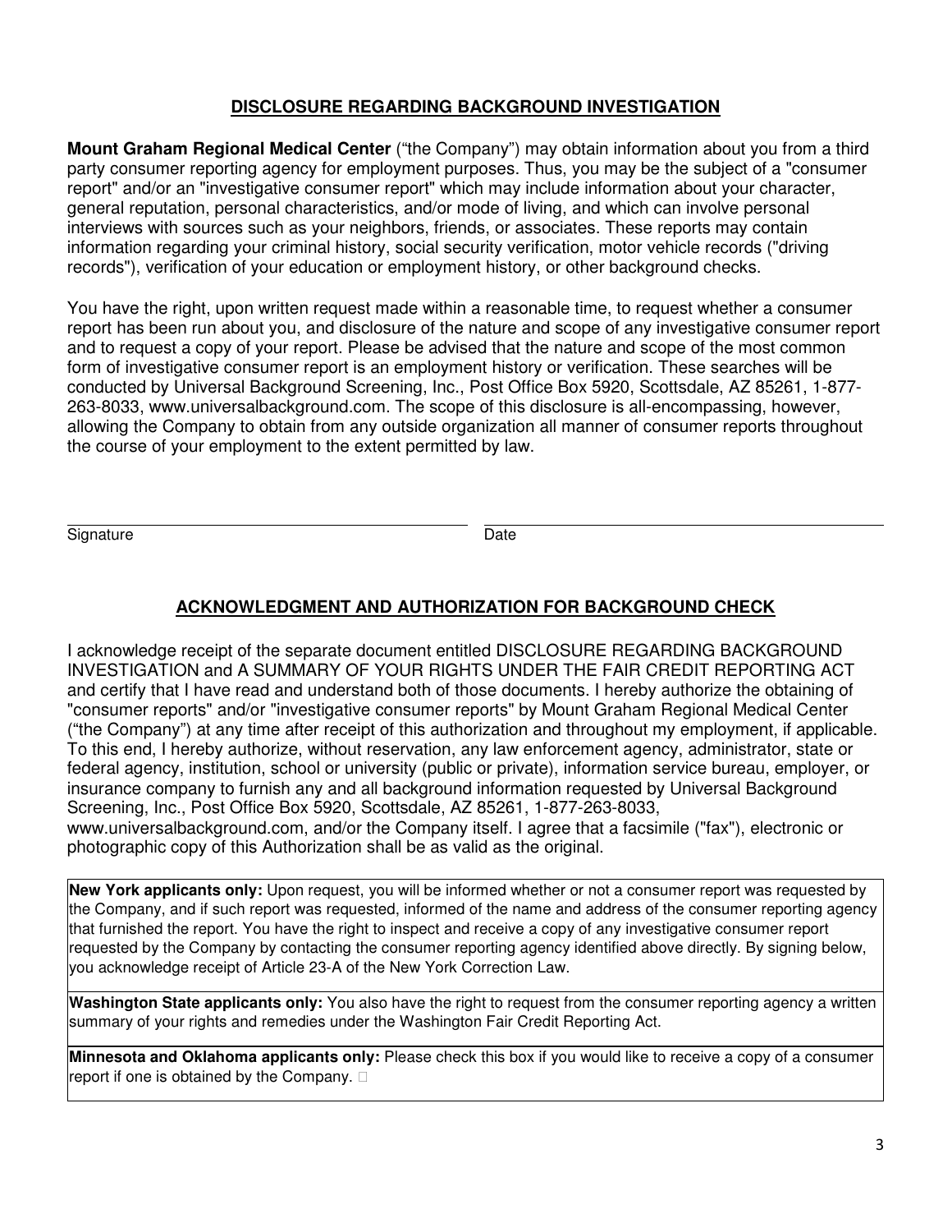## DISCLOSURE REGARDING BACKGROUND INVESTIGATION

**Mount Graham Regional Medical Center** ("the Company") may obtain information about you from a third party consumer reporting agency for employment purposes. Thus, you may be the subject of a "consumer report" and/or an "investigative consumer report" which may include information about your character, general reputation, personal characteristics, and/or mode of living, and which can involve personal interviews with sources such as your neighbors, friends, or associates. These reports may contain information regarding your criminal history, social security verification, motor vehicle records ("driving records"), verification of your education or employment history, or other background checks.

You have the right, upon written request made within a reasonable time, to request whether a consumer report has been run about you, and disclosure of the nature and scope of any investigative consumer report and to request a copy of your report. Please be advised that the nature and scope of the most common form of investigative consumer report is an employment history or verification. These searches will be conducted by Universal Background Screening, Inc., Post Office Box 5920, Scottsdale, AZ 85261, 1-877-263-8033, www.universalbackground.com. The scope of this disclosure is all-encompassing, however, allowing the Company to obtain from any outside organization all manner of consumer reports throughout the course of your employment to the extent permitted by law.

\_\_\_\_\_\_\_\_\_\_\_\_\_\_\_\_\_\_\_\_\_\_\_\_\_\_\_\_\_\_ \_\_\_\_\_\_\_\_\_\_\_\_\_\_\_\_\_\_\_\_\_\_\_\_\_\_\_\_\_\_

Signature Date

## ACKNOWLEDGMENT AND AUTHORIZATION FOR BACKGROUND CHECK

I acknowledge receipt of the separate document entitled DISCLOSURE REGARDING BACKGROUND INVESTIGATION and A SUMMARY OF YOUR RIGHTS UNDER THE FAIR CREDIT REPORTING ACT and certify that I have read and understand both of those documents. I hereby authorize the obtaining of "consumer reports" and/or "investigative consumer reports" by Mount Graham Regional Medical Center ("the Company") at any time after receipt of this authorization and throughout my employment, if applicable. To this end, I hereby authorize, without reservation, any law enforcement agency, administrator, state or federal agency, institution, school or university (public or private), information service bureau, employer, or insurance company to furnish any and all background information requested by Universal Background Screening, Inc., Post Office Box 5920, Scottsdale, AZ 85261, 1-877-263-8033, www.universalbackground.com, and/or the Company itself. I agree that a facsimile ("fax"), electronic or photographic copy of this Authorization shall be as valid as the original.

**New York applicants only:** Upon request, you will be informed whether or not a consumer report was requested by the Company, and if such report was requested, informed of the name and address of the consumer reporting agency that furnished the report. You have the right to inspect and receive a copy of any investigative consumer report requested by the Company by contacting the consumer reporting agency identified above directly. By signing below, you acknowledge receipt of Article 23-A of the New York Correction Law.

**Washington State applicants only:** You also have the right to request from the consumer reporting agency a written summary of your rights and remedies under the Washington Fair Credit Reporting Act.

**Minnesota and Oklahoma applicants only:** Please check this box if you would like to receive a copy of a consumer report if one is obtained by the Company. ☐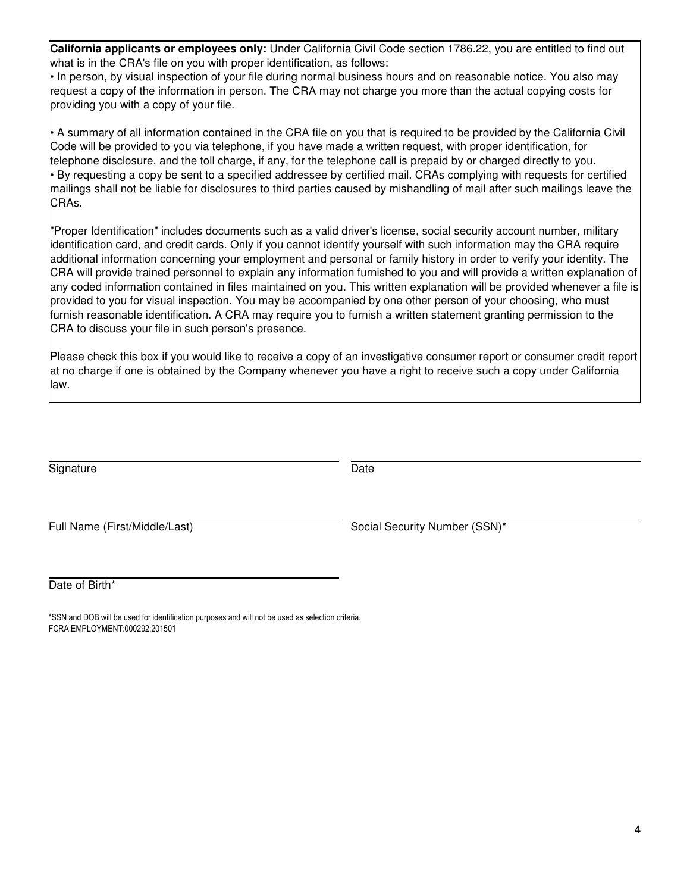**California applicants or employees only:** Under California Civil Code section 1786.22, you are entitled to find out what is in the CRA's file on you with proper identification, as follows:

- In person, by visual inspection of your file during normal business hours and on reasonable notice. You also may request a copy of the information in person. The CRA may not charge you more than the actual copying costs for providing you with a copy of your file.

- A summary of all information contained in the CRA file on you that is required to be provided by the California Civil Code will be provided to you via telephone, if you have made a written request, with proper identification, for telephone disclosure, and the toll charge, if any, for the telephone call is prepaid by or charged directly to you.
- By requesting a copy be sent to a specified addressee by certified mail. CRAs complying with requests for certified mailings shall not be liable for disclosures to third parties caused by mishandling of mail after such mailings leave the CRAs.

"Proper Identification" includes documents such as a valid driver's license, social security account number, military identification card, and credit cards. Only if you cannot identify yourself with such information may the CRA require additional information concerning your employment and personal or family history in order to verify your identity. The CRA will provide trained personnel to explain any information furnished to you and will provide a written explanation of any coded information contained in files maintained on you. This written explanation will be provided whenever a file is provided to you for visual inspection. You may be accompanied by one other person of your choosing, who must furnish reasonable identification. A CRA may require you to furnish a written statement granting permission to the CRA to discuss your file in such person's presence.

Please check this box if you would like to receive a copy of an investigative consumer report or consumer credit report at no charge if one is obtained by the Company whenever you have a right to receive such a copy under California law.

Signature ______________________ Date ______________________

Full Name (First/Middle/Last) ______________________ Social Security Number (SSN)* ______________________

Date of Birth* ______________________

*SSN and DOB will be used for identification purposes and will not be used as selection criteria.
FCRA:EMPLOYMENT:000292:201501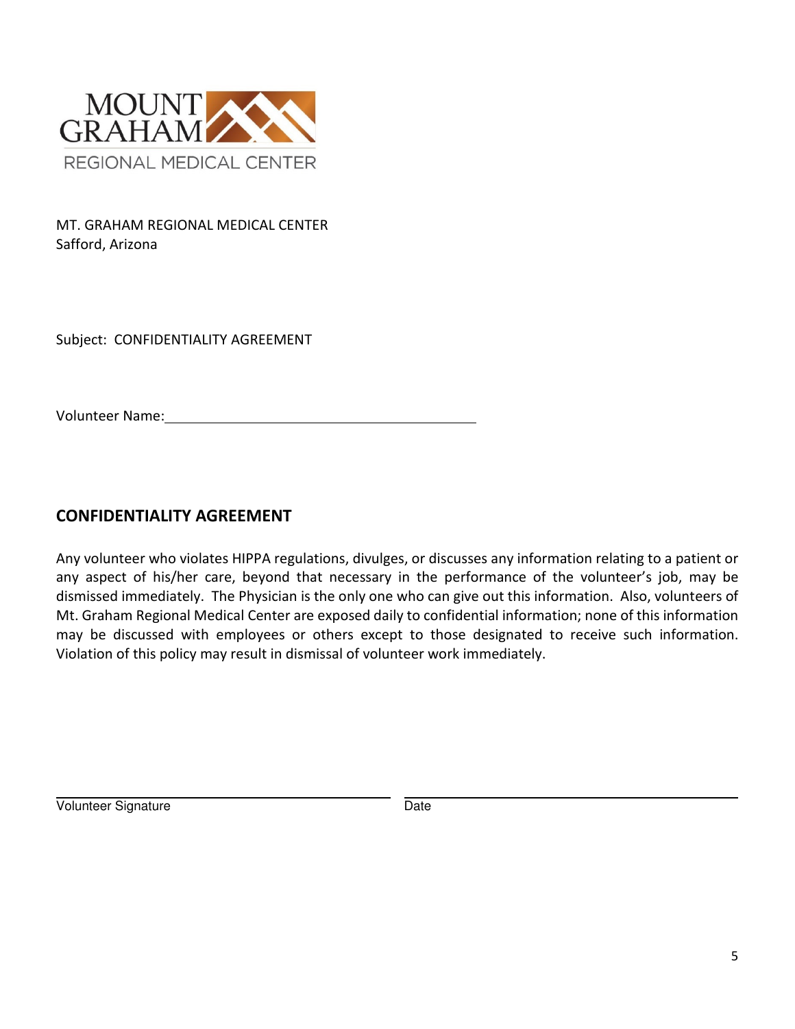MOUNT GRAHAM
REGIONAL MEDICAL CENTER

MT. GRAHAM REGIONAL MEDICAL CENTER
Safford, Arizona

Subject: CONFIDENTIALITY AGREEMENT

Volunteer Name:\_\_\_\_\_\_\_\_\_\_\_\_\_\_\_\_\_\_\_\_\_\_\_\_\_\_\_\_\_\_\_\_\_\_\_\_\_\_\_\_

## CONFIDENTIALITY AGREEMENT

Any volunteer who violates HIPPA regulations, divulges, or discusses any information relating to a patient or any aspect of his/her care, beyond that necessary in the performance of the volunteer's job, may be dismissed immediately. The Physician is the only one who can give out this information. Also, volunteers of Mt. Graham Regional Medical Center are exposed daily to confidential information; none of this information may be discussed with employees or others except to those designated to receive such information. Violation of this policy may result in dismissal of volunteer work immediately.

\_\_\_\_\_\_\_\_\_\_\_\_\_\_\_\_\_\_\_\_\_\_\_\_\_\_\_\_\_\_\_\_\_\_\_\_\_\_\_\_ \_\_\_\_\_\_\_\_\_\_\_\_\_\_\_\_\_\_\_\_\_\_\_\_\_\_\_\_\_\_\_\_\_\_\_\_\_\_\_\_
Volunteer Signature Date